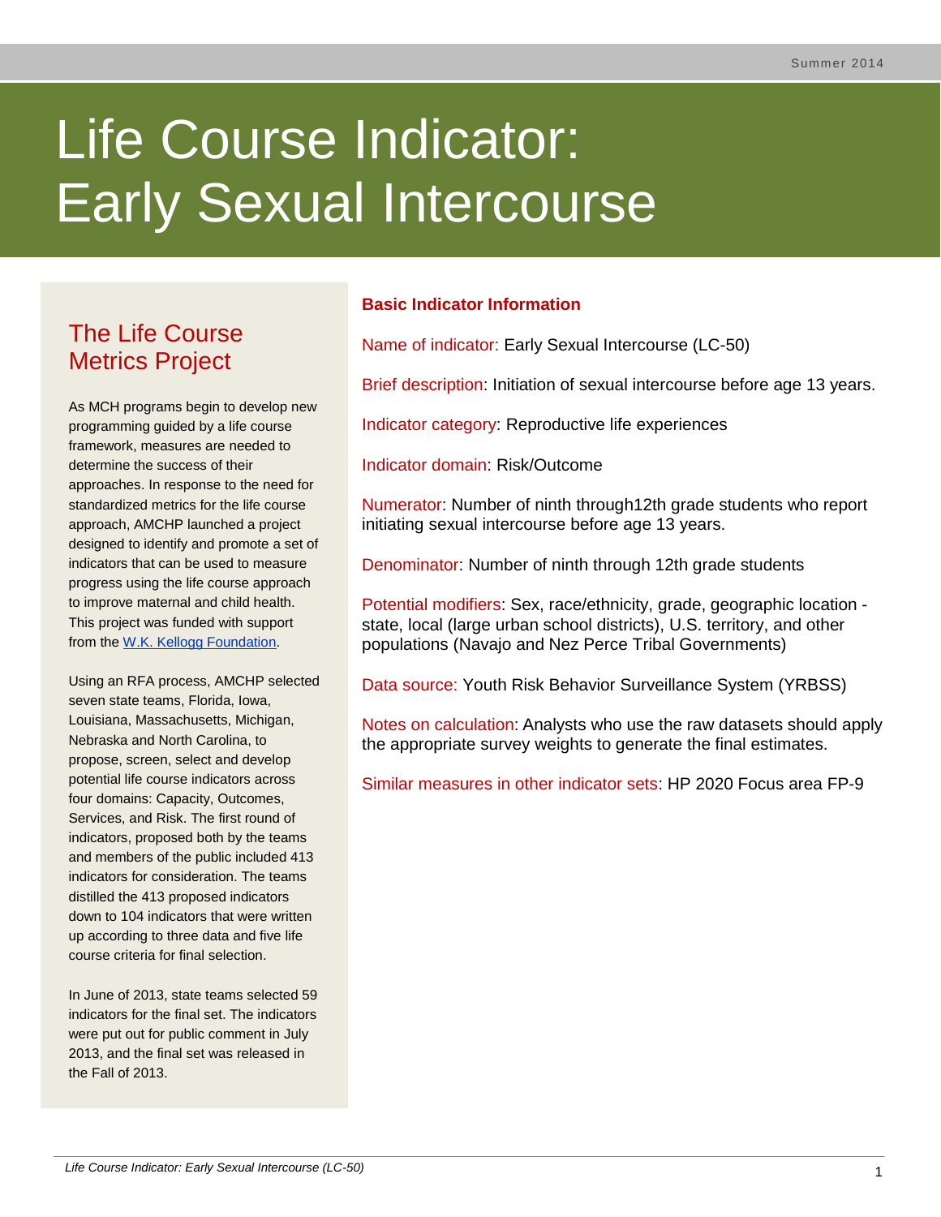# Life Course Indicator: Early Sexual Intercourse

## The Life Course Metrics Project

As MCH programs begin to develop new programming guided by a life course framework, measures are needed to determine the success of their approaches. In response to the need for standardized metrics for the life course approach, AMCHP launched a project designed to identify and promote a set of indicators that can be used to measure progress using the life course approach to improve maternal and child health. This project was funded with support from the W.K. Kellogg Foundation.

Using an RFA process, AMCHP selected seven state teams, Florida, Iowa, Louisiana, Massachusetts, Michigan, Nebraska and North Carolina, to propose, screen, select and develop potential life course indicators across four domains: Capacity, Outcomes, Services, and Risk. The first round of indicators, proposed both by the teams and members of the public included 413 indicators for consideration. The teams distilled the 413 proposed indicators down to 104 indicators that were written up according to three data and five life course criteria for final selection.

In June of 2013, state teams selected 59 indicators for the final set. The indicators were put out for public comment in July 2013, and the final set was released in the Fall of 2013.

## Basic Indicator Information

Name of indicator: Early Sexual Intercourse (LC-50)

Brief description: Initiation of sexual intercourse before age 13 years.

Indicator category: Reproductive life experiences

Indicator domain: Risk/Outcome

Numerator: Number of ninth through12th grade students who report initiating sexual intercourse before age 13 years.

Denominator: Number of ninth through 12th grade students

Potential modifiers: Sex, race/ethnicity, grade, geographic location - state, local (large urban school districts), U.S. territory, and other populations (Navajo and Nez Perce Tribal Governments)

Data source: Youth Risk Behavior Surveillance System (YRBSS)

Notes on calculation: Analysts who use the raw datasets should apply the appropriate survey weights to generate the final estimates.

Similar measures in other indicator sets: HP 2020 Focus area FP-9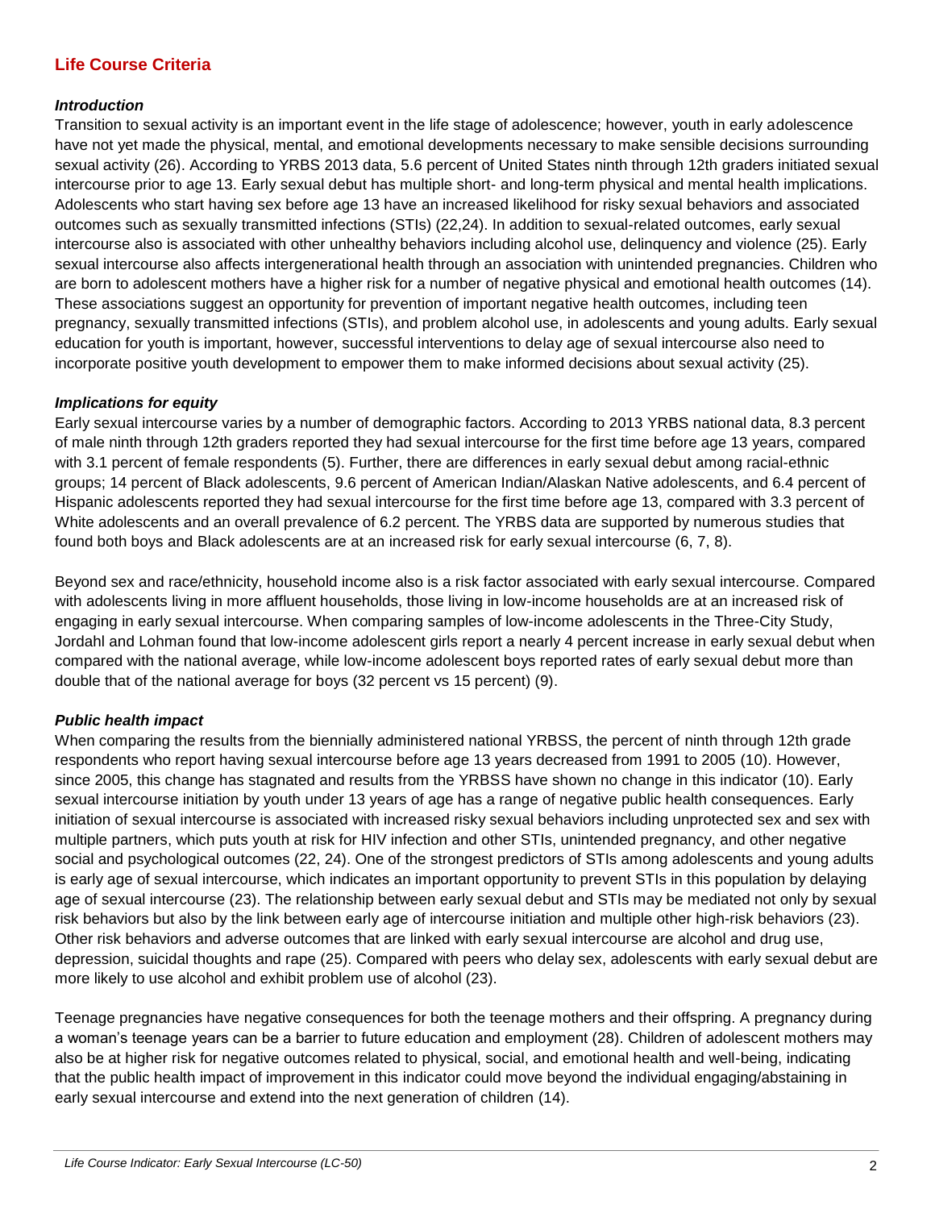## Life Course Criteria

### *Introduction*

Transition to sexual activity is an important event in the life stage of adolescence; however, youth in early adolescence have not yet made the physical, mental, and emotional developments necessary to make sensible decisions surrounding sexual activity (26). According to YRBS 2013 data, 5.6 percent of United States ninth through 12th graders initiated sexual intercourse prior to age 13. Early sexual debut has multiple short- and long-term physical and mental health implications. Adolescents who start having sex before age 13 have an increased likelihood for risky sexual behaviors and associated outcomes such as sexually transmitted infections (STIs) (22,24). In addition to sexual-related outcomes, early sexual intercourse also is associated with other unhealthy behaviors including alcohol use, delinquency and violence (25). Early sexual intercourse also affects intergenerational health through an association with unintended pregnancies. Children who are born to adolescent mothers have a higher risk for a number of negative physical and emotional health outcomes (14). These associations suggest an opportunity for prevention of important negative health outcomes, including teen pregnancy, sexually transmitted infections (STIs), and problem alcohol use, in adolescents and young adults. Early sexual education for youth is important, however, successful interventions to delay age of sexual intercourse also need to incorporate positive youth development to empower them to make informed decisions about sexual activity (25).

### *Implications for equity*

Early sexual intercourse varies by a number of demographic factors. According to 2013 YRBS national data, 8.3 percent of male ninth through 12th graders reported they had sexual intercourse for the first time before age 13 years, compared with 3.1 percent of female respondents (5). Further, there are differences in early sexual debut among racial-ethnic groups; 14 percent of Black adolescents, 9.6 percent of American Indian/Alaskan Native adolescents, and 6.4 percent of Hispanic adolescents reported they had sexual intercourse for the first time before age 13, compared with 3.3 percent of White adolescents and an overall prevalence of 6.2 percent. The YRBS data are supported by numerous studies that found both boys and Black adolescents are at an increased risk for early sexual intercourse (6, 7, 8).

Beyond sex and race/ethnicity, household income also is a risk factor associated with early sexual intercourse. Compared with adolescents living in more affluent households, those living in low-income households are at an increased risk of engaging in early sexual intercourse. When comparing samples of low-income adolescents in the Three-City Study, Jordahl and Lohman found that low-income adolescent girls report a nearly 4 percent increase in early sexual debut when compared with the national average, while low-income adolescent boys reported rates of early sexual debut more than double that of the national average for boys (32 percent vs 15 percent) (9).

### *Public health impact*

When comparing the results from the biennially administered national YRBSS, the percent of ninth through 12th grade respondents who report having sexual intercourse before age 13 years decreased from 1991 to 2005 (10). However, since 2005, this change has stagnated and results from the YRBSS have shown no change in this indicator (10). Early sexual intercourse initiation by youth under 13 years of age has a range of negative public health consequences. Early initiation of sexual intercourse is associated with increased risky sexual behaviors including unprotected sex and sex with multiple partners, which puts youth at risk for HIV infection and other STIs, unintended pregnancy, and other negative social and psychological outcomes (22, 24). One of the strongest predictors of STIs among adolescents and young adults is early age of sexual intercourse, which indicates an important opportunity to prevent STIs in this population by delaying age of sexual intercourse (23). The relationship between early sexual debut and STIs may be mediated not only by sexual risk behaviors but also by the link between early age of intercourse initiation and multiple other high-risk behaviors (23). Other risk behaviors and adverse outcomes that are linked with early sexual intercourse are alcohol and drug use, depression, suicidal thoughts and rape (25). Compared with peers who delay sex, adolescents with early sexual debut are more likely to use alcohol and exhibit problem use of alcohol (23).

Teenage pregnancies have negative consequences for both the teenage mothers and their offspring. A pregnancy during a woman's teenage years can be a barrier to future education and employment (28). Children of adolescent mothers may also be at higher risk for negative outcomes related to physical, social, and emotional health and well-being, indicating that the public health impact of improvement in this indicator could move beyond the individual engaging/abstaining in early sexual intercourse and extend into the next generation of children (14).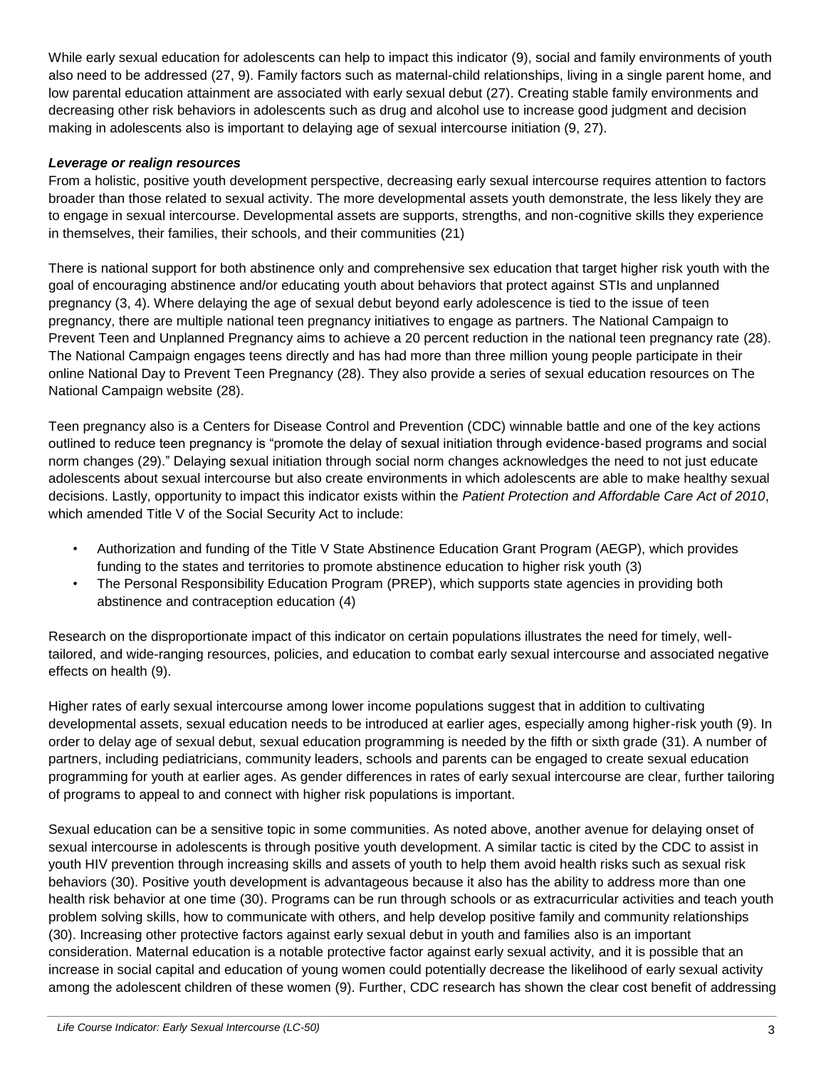While early sexual education for adolescents can help to impact this indicator (9), social and family environments of youth also need to be addressed (27, 9). Family factors such as maternal-child relationships, living in a single parent home, and low parental education attainment are associated with early sexual debut (27). Creating stable family environments and decreasing other risk behaviors in adolescents such as drug and alcohol use to increase good judgment and decision making in adolescents also is important to delaying age of sexual intercourse initiation (9, 27).

***Leverage or realign resources***

From a holistic, positive youth development perspective, decreasing early sexual intercourse requires attention to factors broader than those related to sexual activity. The more developmental assets youth demonstrate, the less likely they are to engage in sexual intercourse. Developmental assets are supports, strengths, and non-cognitive skills they experience in themselves, their families, their schools, and their communities (21)

There is national support for both abstinence only and comprehensive sex education that target higher risk youth with the goal of encouraging abstinence and/or educating youth about behaviors that protect against STIs and unplanned pregnancy (3, 4). Where delaying the age of sexual debut beyond early adolescence is tied to the issue of teen pregnancy, there are multiple national teen pregnancy initiatives to engage as partners. The National Campaign to Prevent Teen and Unplanned Pregnancy aims to achieve a 20 percent reduction in the national teen pregnancy rate (28). The National Campaign engages teens directly and has had more than three million young people participate in their online National Day to Prevent Teen Pregnancy (28). They also provide a series of sexual education resources on The National Campaign website (28).

Teen pregnancy also is a Centers for Disease Control and Prevention (CDC) winnable battle and one of the key actions outlined to reduce teen pregnancy is "promote the delay of sexual initiation through evidence-based programs and social norm changes (29)." Delaying sexual initiation through social norm changes acknowledges the need to not just educate adolescents about sexual intercourse but also create environments in which adolescents are able to make healthy sexual decisions. Lastly, opportunity to impact this indicator exists within the *Patient Protection and Affordable Care Act of 2010*, which amended Title V of the Social Security Act to include:

- Authorization and funding of the Title V State Abstinence Education Grant Program (AEGP), which provides funding to the states and territories to promote abstinence education to higher risk youth (3)
- The Personal Responsibility Education Program (PREP), which supports state agencies in providing both abstinence and contraception education (4)

Research on the disproportionate impact of this indicator on certain populations illustrates the need for timely, well-tailored, and wide-ranging resources, policies, and education to combat early sexual intercourse and associated negative effects on health (9).

Higher rates of early sexual intercourse among lower income populations suggest that in addition to cultivating developmental assets, sexual education needs to be introduced at earlier ages, especially among higher-risk youth (9). In order to delay age of sexual debut, sexual education programming is needed by the fifth or sixth grade (31). A number of partners, including pediatricians, community leaders, schools and parents can be engaged to create sexual education programming for youth at earlier ages. As gender differences in rates of early sexual intercourse are clear, further tailoring of programs to appeal to and connect with higher risk populations is important.

Sexual education can be a sensitive topic in some communities. As noted above, another avenue for delaying onset of sexual intercourse in adolescents is through positive youth development. A similar tactic is cited by the CDC to assist in youth HIV prevention through increasing skills and assets of youth to help them avoid health risks such as sexual risk behaviors (30). Positive youth development is advantageous because it also has the ability to address more than one health risk behavior at one time (30). Programs can be run through schools or as extracurricular activities and teach youth problem solving skills, how to communicate with others, and help develop positive family and community relationships (30). Increasing other protective factors against early sexual debut in youth and families also is an important consideration. Maternal education is a notable protective factor against early sexual activity, and it is possible that an increase in social capital and education of young women could potentially decrease the likelihood of early sexual activity among the adolescent children of these women (9). Further, CDC research has shown the clear cost benefit of addressing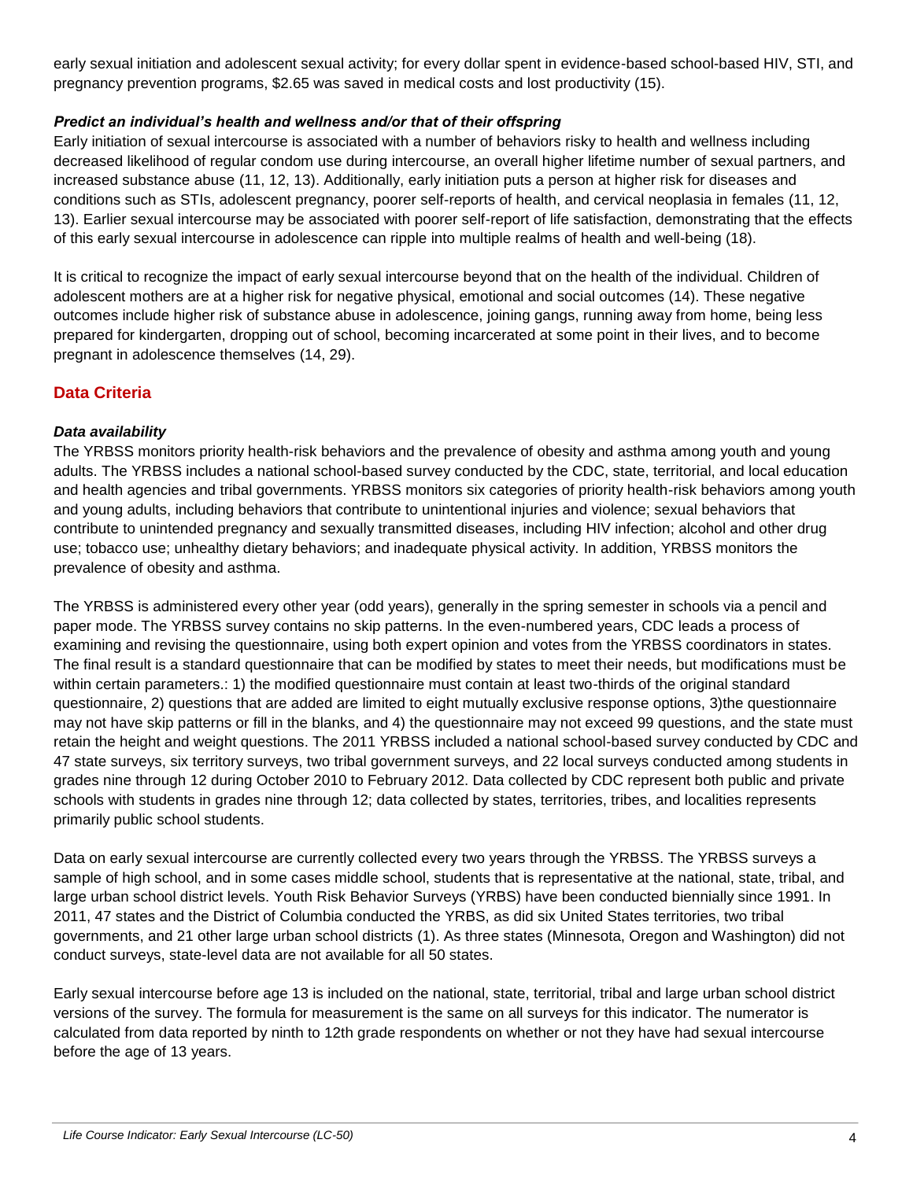early sexual initiation and adolescent sexual activity; for every dollar spent in evidence-based school-based HIV, STI, and pregnancy prevention programs, $2.65 was saved in medical costs and lost productivity (15).

### *Predict an individual's health and wellness and/or that of their offspring*

Early initiation of sexual intercourse is associated with a number of behaviors risky to health and wellness including decreased likelihood of regular condom use during intercourse, an overall higher lifetime number of sexual partners, and increased substance abuse (11, 12, 13). Additionally, early initiation puts a person at higher risk for diseases and conditions such as STIs, adolescent pregnancy, poorer self-reports of health, and cervical neoplasia in females (11, 12, 13). Earlier sexual intercourse may be associated with poorer self-report of life satisfaction, demonstrating that the effects of this early sexual intercourse in adolescence can ripple into multiple realms of health and well-being (18).

It is critical to recognize the impact of early sexual intercourse beyond that on the health of the individual. Children of adolescent mothers are at a higher risk for negative physical, emotional and social outcomes (14). These negative outcomes include higher risk of substance abuse in adolescence, joining gangs, running away from home, being less prepared for kindergarten, dropping out of school, becoming incarcerated at some point in their lives, and to become pregnant in adolescence themselves (14, 29).

## Data Criteria

### *Data availability*

The YRBSS monitors priority health-risk behaviors and the prevalence of obesity and asthma among youth and young adults. The YRBSS includes a national school-based survey conducted by the CDC, state, territorial, and local education and health agencies and tribal governments. YRBSS monitors six categories of priority health-risk behaviors among youth and young adults, including behaviors that contribute to unintentional injuries and violence; sexual behaviors that contribute to unintended pregnancy and sexually transmitted diseases, including HIV infection; alcohol and other drug use; tobacco use; unhealthy dietary behaviors; and inadequate physical activity. In addition, YRBSS monitors the prevalence of obesity and asthma.

The YRBSS is administered every other year (odd years), generally in the spring semester in schools via a pencil and paper mode. The YRBSS survey contains no skip patterns. In the even-numbered years, CDC leads a process of examining and revising the questionnaire, using both expert opinion and votes from the YRBSS coordinators in states. The final result is a standard questionnaire that can be modified by states to meet their needs, but modifications must be within certain parameters.: 1) the modified questionnaire must contain at least two-thirds of the original standard questionnaire, 2) questions that are added are limited to eight mutually exclusive response options, 3)the questionnaire may not have skip patterns or fill in the blanks, and 4) the questionnaire may not exceed 99 questions, and the state must retain the height and weight questions. The 2011 YRBSS included a national school-based survey conducted by CDC and 47 state surveys, six territory surveys, two tribal government surveys, and 22 local surveys conducted among students in grades nine through 12 during October 2010 to February 2012. Data collected by CDC represent both public and private schools with students in grades nine through 12; data collected by states, territories, tribes, and localities represents primarily public school students.

Data on early sexual intercourse are currently collected every two years through the YRBSS. The YRBSS surveys a sample of high school, and in some cases middle school, students that is representative at the national, state, tribal, and large urban school district levels. Youth Risk Behavior Surveys (YRBS) have been conducted biennially since 1991. In 2011, 47 states and the District of Columbia conducted the YRBS, as did six United States territories, two tribal governments, and 21 other large urban school districts (1). As three states (Minnesota, Oregon and Washington) did not conduct surveys, state-level data are not available for all 50 states.

Early sexual intercourse before age 13 is included on the national, state, territorial, tribal and large urban school district versions of the survey. The formula for measurement is the same on all surveys for this indicator. The numerator is calculated from data reported by ninth to 12th grade respondents on whether or not they have had sexual intercourse before the age of 13 years.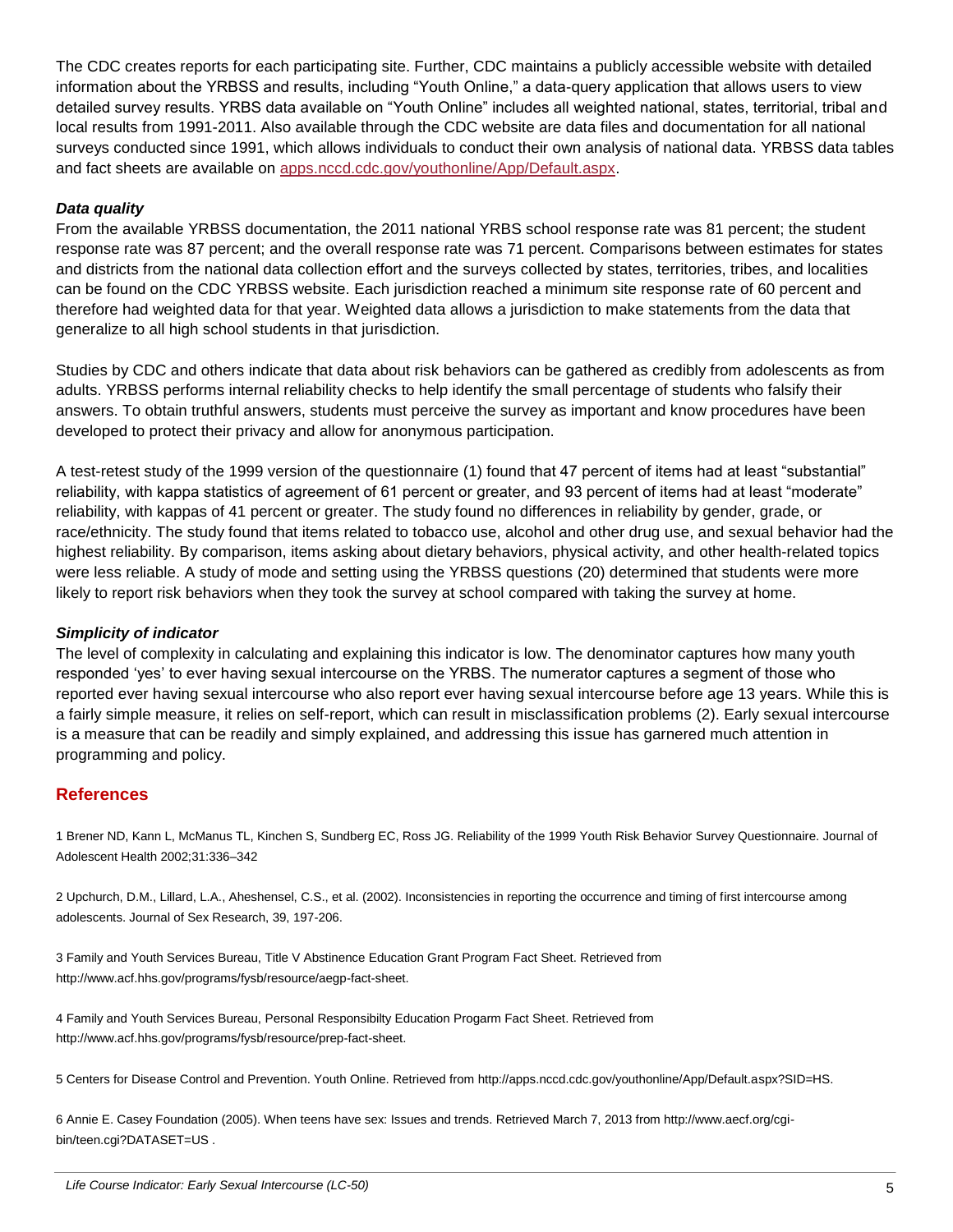The CDC creates reports for each participating site. Further, CDC maintains a publicly accessible website with detailed information about the YRBSS and results, including "Youth Online," a data-query application that allows users to view detailed survey results. YRBS data available on "Youth Online" includes all weighted national, states, territorial, tribal and local results from 1991-2011. Also available through the CDC website are data files and documentation for all national surveys conducted since 1991, which allows individuals to conduct their own analysis of national data. YRBSS data tables and fact sheets are available on [apps.nccd.cdc.gov/youthonline/App/Default.aspx](apps.nccd.cdc.gov/youthonline/App/Default.aspx).

### *Data quality*

From the available YRBSS documentation, the 2011 national YRBS school response rate was 81 percent; the student response rate was 87 percent; and the overall response rate was 71 percent. Comparisons between estimates for states and districts from the national data collection effort and the surveys collected by states, territories, tribes, and localities can be found on the CDC YRBSS website. Each jurisdiction reached a minimum site response rate of 60 percent and therefore had weighted data for that year. Weighted data allows a jurisdiction to make statements from the data that generalize to all high school students in that jurisdiction.

Studies by CDC and others indicate that data about risk behaviors can be gathered as credibly from adolescents as from adults. YRBSS performs internal reliability checks to help identify the small percentage of students who falsify their answers. To obtain truthful answers, students must perceive the survey as important and know procedures have been developed to protect their privacy and allow for anonymous participation.

A test-retest study of the 1999 version of the questionnaire (1) found that 47 percent of items had at least "substantial" reliability, with kappa statistics of agreement of 61 percent or greater, and 93 percent of items had at least "moderate" reliability, with kappas of 41 percent or greater. The study found no differences in reliability by gender, grade, or race/ethnicity. The study found that items related to tobacco use, alcohol and other drug use, and sexual behavior had the highest reliability. By comparison, items asking about dietary behaviors, physical activity, and other health-related topics were less reliable. A study of mode and setting using the YRBSS questions (20) determined that students were more likely to report risk behaviors when they took the survey at school compared with taking the survey at home.

### *Simplicity of indicator*

The level of complexity in calculating and explaining this indicator is low. The denominator captures how many youth responded 'yes' to ever having sexual intercourse on the YRBS. The numerator captures a segment of those who reported ever having sexual intercourse who also report ever having sexual intercourse before age 13 years. While this is a fairly simple measure, it relies on self-report, which can result in misclassification problems (2). Early sexual intercourse is a measure that can be readily and simply explained, and addressing this issue has garnered much attention in programming and policy.

## References

1 Brener ND, Kann L, McManus TL, Kinchen S, Sundberg EC, Ross JG. Reliability of the 1999 Youth Risk Behavior Survey Questionnaire. Journal of Adolescent Health 2002;31:336–342

2 Upchurch, D.M., Lillard, L.A., Aheshensel, C.S., et al. (2002). Inconsistencies in reporting the occurrence and timing of first intercourse among adolescents. Journal of Sex Research, 39, 197-206.

3 Family and Youth Services Bureau, Title V Abstinence Education Grant Program Fact Sheet. Retrieved from http://www.acf.hhs.gov/programs/fysb/resource/aegp-fact-sheet.

4 Family and Youth Services Bureau, Personal Responsibilty Education Progarm Fact Sheet. Retrieved from http://www.acf.hhs.gov/programs/fysb/resource/prep-fact-sheet.

5 Centers for Disease Control and Prevention. Youth Online. Retrieved from http://apps.nccd.cdc.gov/youthonline/App/Default.aspx?SID=HS.

6 Annie E. Casey Foundation (2005). When teens have sex: Issues and trends. Retrieved March 7, 2013 from http://www.aecf.org/cgi-bin/teen.cgi?DATASET=US .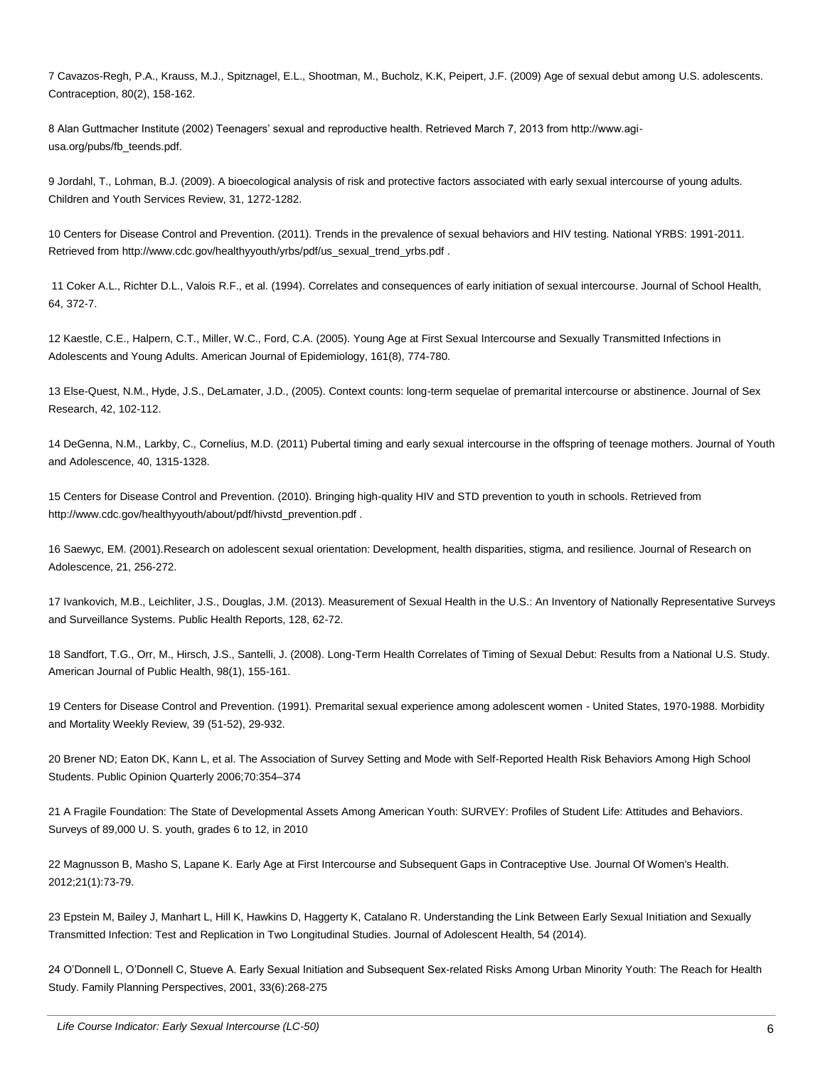7 Cavazos-Regh, P.A., Krauss, M.J., Spitznagel, E.L., Shootman, M., Bucholz, K.K, Peipert, J.F. (2009) Age of sexual debut among U.S. adolescents. Contraception, 80(2), 158-162.

8 Alan Guttmacher Institute (2002) Teenagers' sexual and reproductive health. Retrieved March 7, 2013 from http://www.agi-usa.org/pubs/fb_teends.pdf.

9 Jordahl, T., Lohman, B.J. (2009). A bioecological analysis of risk and protective factors associated with early sexual intercourse of young adults. Children and Youth Services Review, 31, 1272-1282.

10 Centers for Disease Control and Prevention. (2011). Trends in the prevalence of sexual behaviors and HIV testing. National YRBS: 1991-2011. Retrieved from http://www.cdc.gov/healthyyouth/yrbs/pdf/us_sexual_trend_yrbs.pdf .

11 Coker A.L., Richter D.L., Valois R.F., et al. (1994). Correlates and consequences of early initiation of sexual intercourse. Journal of School Health, 64, 372-7.

12 Kaestle, C.E., Halpern, C.T., Miller, W.C., Ford, C.A. (2005). Young Age at First Sexual Intercourse and Sexually Transmitted Infections in Adolescents and Young Adults. American Journal of Epidemiology, 161(8), 774-780.

13 Else-Quest, N.M., Hyde, J.S., DeLamater, J.D., (2005). Context counts: long-term sequelae of premarital intercourse or abstinence. Journal of Sex Research, 42, 102-112.

14 DeGenna, N.M., Larkby, C., Cornelius, M.D. (2011) Pubertal timing and early sexual intercourse in the offspring of teenage mothers. Journal of Youth and Adolescence, 40, 1315-1328.

15 Centers for Disease Control and Prevention. (2010). Bringing high-quality HIV and STD prevention to youth in schools. Retrieved from http://www.cdc.gov/healthyyouth/about/pdf/hivstd_prevention.pdf .

16 Saewyc, EM. (2001).Research on adolescent sexual orientation: Development, health disparities, stigma, and resilience. Journal of Research on Adolescence, 21, 256-272.

17 Ivankovich, M.B., Leichliter, J.S., Douglas, J.M. (2013). Measurement of Sexual Health in the U.S.: An Inventory of Nationally Representative Surveys and Surveillance Systems. Public Health Reports, 128, 62-72.

18 Sandfort, T.G., Orr, M., Hirsch, J.S., Santelli, J. (2008). Long-Term Health Correlates of Timing of Sexual Debut: Results from a National U.S. Study. American Journal of Public Health, 98(1), 155-161.

19 Centers for Disease Control and Prevention. (1991). Premarital sexual experience among adolescent women - United States, 1970-1988. Morbidity and Mortality Weekly Review, 39 (51-52), 29-932.

20 Brener ND; Eaton DK, Kann L, et al. The Association of Survey Setting and Mode with Self-Reported Health Risk Behaviors Among High School Students. Public Opinion Quarterly 2006;70:354–374

21 A Fragile Foundation: The State of Developmental Assets Among American Youth: SURVEY: Profiles of Student Life: Attitudes and Behaviors. Surveys of 89,000 U. S. youth, grades 6 to 12, in 2010

22 Magnusson B, Masho S, Lapane K. Early Age at First Intercourse and Subsequent Gaps in Contraceptive Use. Journal Of Women's Health. 2012;21(1):73-79.

23 Epstein M, Bailey J, Manhart L, Hill K, Hawkins D, Haggerty K, Catalano R. Understanding the Link Between Early Sexual Initiation and Sexually Transmitted Infection: Test and Replication in Two Longitudinal Studies. Journal of Adolescent Health, 54 (2014).

24 O'Donnell L, O'Donnell C, Stueve A. Early Sexual Initiation and Subsequent Sex-related Risks Among Urban Minority Youth: The Reach for Health Study. Family Planning Perspectives, 2001, 33(6):268-275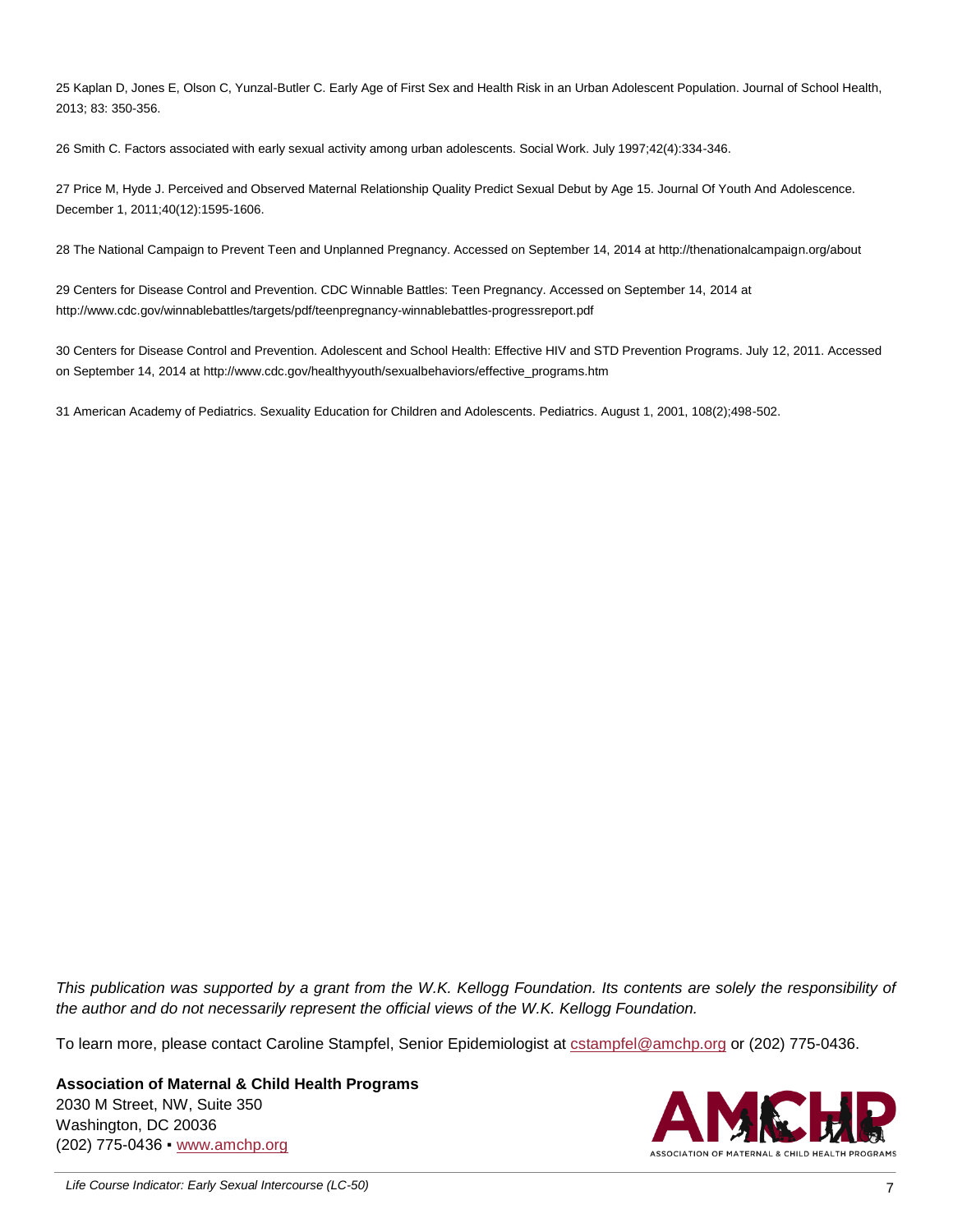25 Kaplan D, Jones E, Olson C, Yunzal-Butler C. Early Age of First Sex and Health Risk in an Urban Adolescent Population. Journal of School Health, 2013; 83: 350-356.

26 Smith C. Factors associated with early sexual activity among urban adolescents. Social Work. July 1997;42(4):334-346.

27 Price M, Hyde J. Perceived and Observed Maternal Relationship Quality Predict Sexual Debut by Age 15. Journal Of Youth And Adolescence. December 1, 2011;40(12):1595-1606.

28 The National Campaign to Prevent Teen and Unplanned Pregnancy. Accessed on September 14, 2014 at http://thenationalcampaign.org/about

29 Centers for Disease Control and Prevention. CDC Winnable Battles: Teen Pregnancy. Accessed on September 14, 2014 at http://www.cdc.gov/winnablebattles/targets/pdf/teenpregnancy-winnablebattles-progressreport.pdf

30 Centers for Disease Control and Prevention. Adolescent and School Health: Effective HIV and STD Prevention Programs. July 12, 2011. Accessed on September 14, 2014 at http://www.cdc.gov/healthyyouth/sexualbehaviors/effective_programs.htm

31 American Academy of Pediatrics. Sexuality Education for Children and Adolescents. Pediatrics. August 1, 2001, 108(2);498-502.

*This publication was supported by a grant from the W.K. Kellogg Foundation. Its contents are solely the responsibility of the author and do not necessarily represent the official views of the W.K. Kellogg Foundation.*

To learn more, please contact Caroline Stampfel, Senior Epidemiologist at cstampfel@amchp.org or (202) 775-0436.

**Association of Maternal & Child Health Programs**
2030 M Street, NW, Suite 350
Washington, DC 20036
(202) 775-0436 ▪ www.amchp.org

AMCHP
ASSOCIATION OF MATERNAL & CHILD HEALTH PROGRAMS